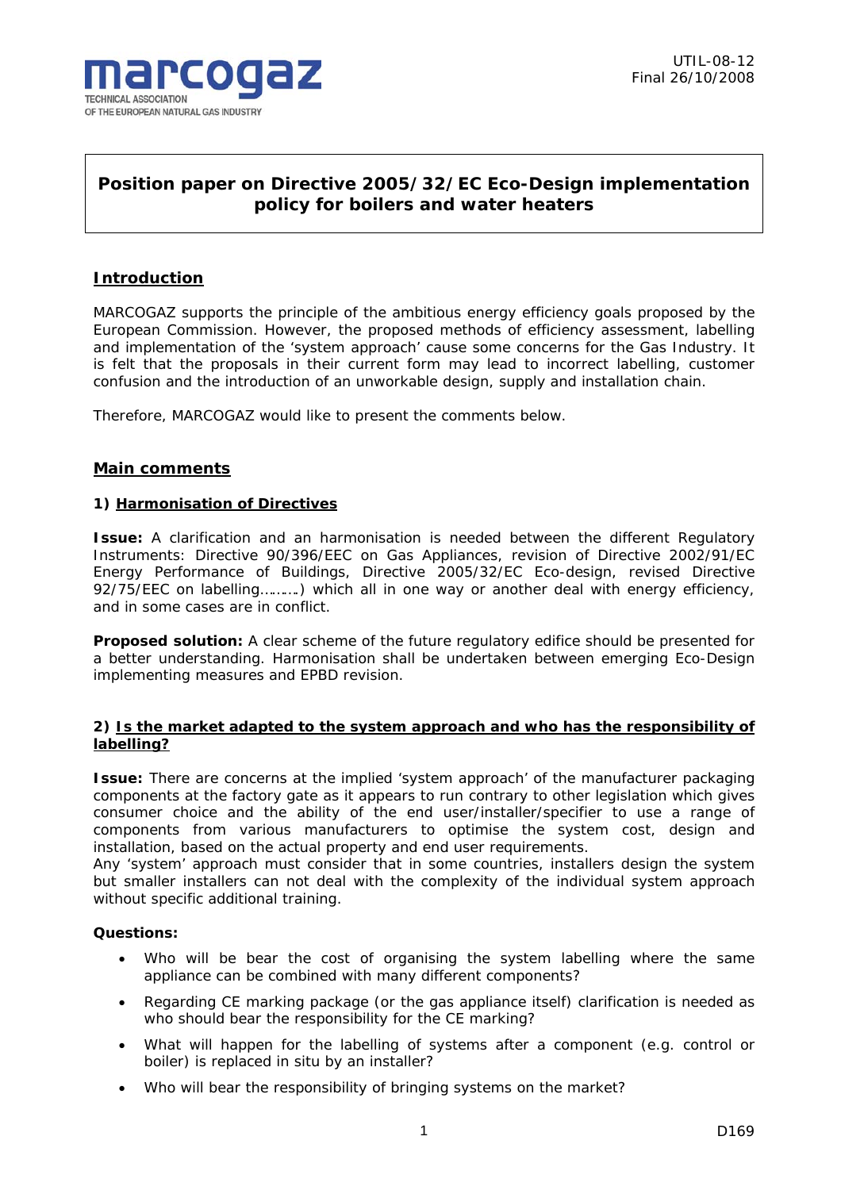marcogaz
TECHNICAL ASSOCIATION
OF THE EUROPEAN NATURAL GAS INDUSTRY

UTIL-08-12
Final 26/10/2008

# Position paper on Directive 2005/32/EC Eco-Design implementation policy for boilers and water heaters

## Introduction

MARCOGAZ supports the principle of the ambitious energy efficiency goals proposed by the European Commission. However, the proposed methods of efficiency assessment, labelling and implementation of the 'system approach' cause some concerns for the Gas Industry. It is felt that the proposals in their current form may lead to incorrect labelling, customer confusion and the introduction of an unworkable design, supply and installation chain.

Therefore, MARCOGAZ would like to present the comments below.

## Main comments

### 1) Harmonisation of Directives

**Issue:** A clarification and an harmonisation is needed between the different Regulatory Instruments: Directive 90/396/EEC on Gas Appliances, revision of Directive 2002/91/EC Energy Performance of Buildings, Directive 2005/32/EC Eco-design, revised Directive 92/75/EEC on labelling………) which all in one way or another deal with energy efficiency, and in some cases are in conflict.

**Proposed solution:** A clear scheme of the future regulatory edifice should be presented for a better understanding. Harmonisation shall be undertaken between emerging Eco-Design implementing measures and EPBD revision.

### 2) Is the market adapted to the system approach and who has the responsibility of labelling?

**Issue:** There are concerns at the implied 'system approach' of the manufacturer packaging components at the factory gate as it appears to run contrary to other legislation which gives consumer choice and the ability of the end user/installer/specifier to use a range of components from various manufacturers to optimise the system cost, design and installation, based on the actual property and end user requirements.
Any 'system' approach must consider that in some countries, installers design the system but smaller installers can not deal with the complexity of the individual system approach without specific additional training.

**Questions:**

- Who will be bear the cost of organising the system labelling where the same appliance can be combined with many different components?
- Regarding CE marking package (or the gas appliance itself) clarification is needed as who should bear the responsibility for the CE marking?
- What will happen for the labelling of systems after a component (e.g. control or boiler) is replaced in situ by an installer?
- Who will bear the responsibility of bringing systems on the market?

D169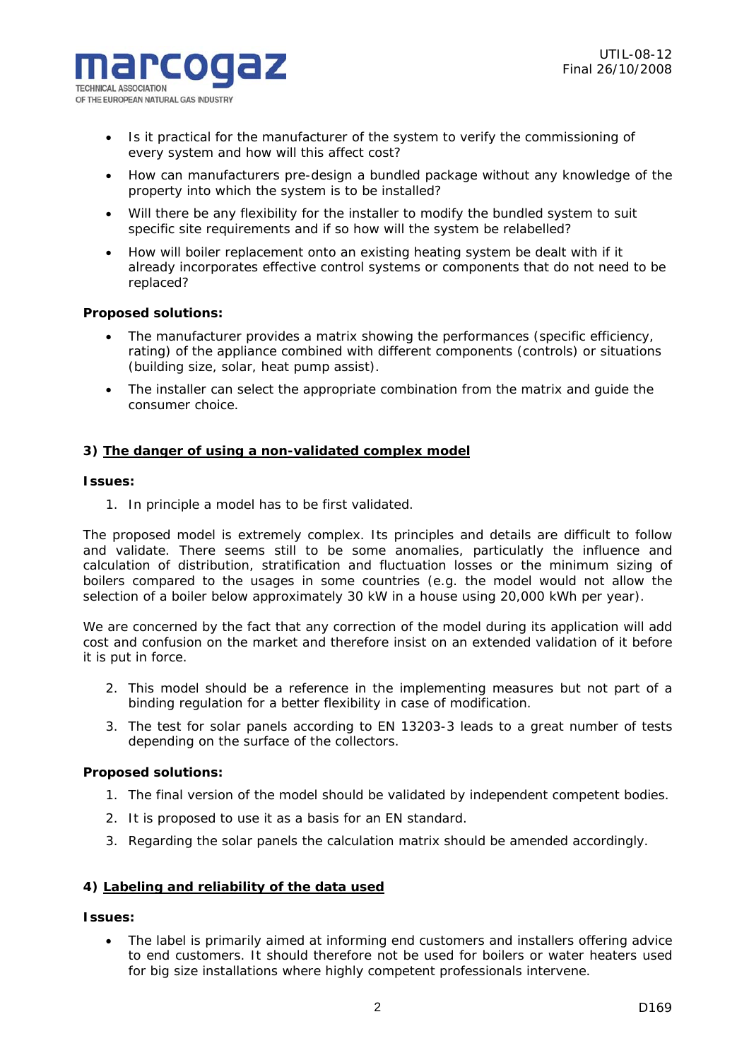- Is it practical for the manufacturer of the system to verify the commissioning of every system and how will this affect cost?
- How can manufacturers pre-design a bundled package without any knowledge of the property into which the system is to be installed?
- Will there be any flexibility for the installer to modify the bundled system to suit specific site requirements and if so how will the system be relabelled?
- How will boiler replacement onto an existing heating system be dealt with if it already incorporates effective control systems or components that do not need to be replaced?

**Proposed solutions:**

- The manufacturer provides a matrix showing the performances (specific efficiency, rating) of the appliance combined with different components (controls) or situations (building size, solar, heat pump assist).
- The installer can select the appropriate combination from the matrix and guide the consumer choice.

### 3) <u>The danger of using a non-validated complex model</u>

**Issues:**

1. In principle a model has to be first validated.

The proposed model is extremely complex. Its principles and details are difficult to follow and validate. There seems still to be some anomalies, particularly the influence and calculation of distribution, stratification and fluctuation losses or the minimum sizing of boilers compared to the usages in some countries (e.g. the model would not allow the selection of a boiler below approximately 30 kW in a house using 20,000 kWh per year).

We are concerned by the fact that any correction of the model during its application will add cost and confusion on the market and therefore insist on an extended validation of it before it is put in force.

2. This model should be a reference in the implementing measures but not part of a binding regulation for a better flexibility in case of modification.
3. The test for solar panels according to EN 13203-3 leads to a great number of tests depending on the surface of the collectors.

**Proposed solutions:**

1. The final version of the model should be validated by independent competent bodies.
2. It is proposed to use it as a basis for an EN standard.
3. Regarding the solar panels the calculation matrix should be amended accordingly.

### 4) <u>Labeling and reliability of the data used</u>

**Issues:**

- The label is primarily aimed at informing end customers and installers offering advice to end customers. It should therefore not be used for boilers or water heaters used for big size installations where highly competent professionals intervene.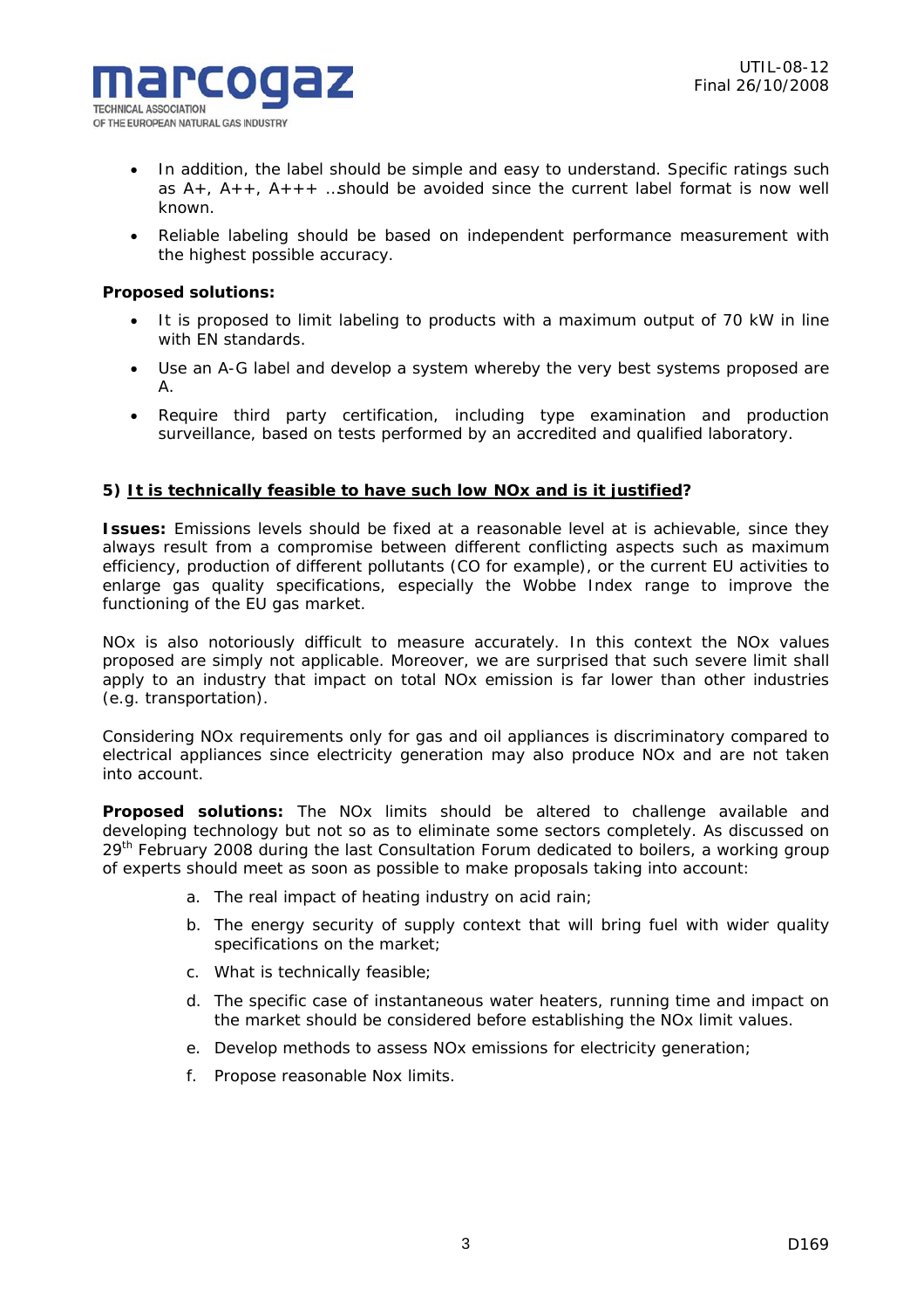- In addition, the label should be simple and easy to understand. Specific ratings such as A+, A++, A+++ ..should be avoided since the current label format is now well known.
- Reliable labeling should be based on independent performance measurement with the highest possible accuracy.

**Proposed solutions:**

- It is proposed to limit labeling to products with a maximum output of 70 kW in line with EN standards.
- Use an A-G label and develop a system whereby the very best systems proposed are A.
- Require third party certification, including type examination and production surveillance, based on tests performed by an accredited and qualified laboratory.

**5) <u>It is technically feasible to have such low NOx and is it justified</u>?**

**Issues:** Emissions levels should be fixed at a reasonable level at is achievable, since they always result from a compromise between different conflicting aspects such as maximum efficiency, production of different pollutants (CO for example), or the current EU activities to enlarge gas quality specifications, especially the Wobbe Index range to improve the functioning of the EU gas market.

NOx is also notoriously difficult to measure accurately. In this context the NOx values proposed are simply not applicable. Moreover, we are surprised that such severe limit shall apply to an industry that impact on total NOx emission is far lower than other industries (e.g. transportation).

Considering NOx requirements only for gas and oil appliances is discriminatory compared to electrical appliances since electricity generation may also produce NOx and are not taken into account.

**Proposed solutions:** The NOx limits should be altered to challenge available and developing technology but not so as to eliminate some sectors completely. As discussed on 29th February 2008 during the last Consultation Forum dedicated to boilers, a working group of experts should meet as soon as possible to make proposals taking into account:

a. The real impact of heating industry on acid rain;
b. The energy security of supply context that will bring fuel with wider quality specifications on the market;
c. What is technically feasible;
d. The specific case of instantaneous water heaters, running time and impact on the market should be considered before establishing the NOx limit values.
e. Develop methods to assess NOx emissions for electricity generation;
f. Propose reasonable Nox limits.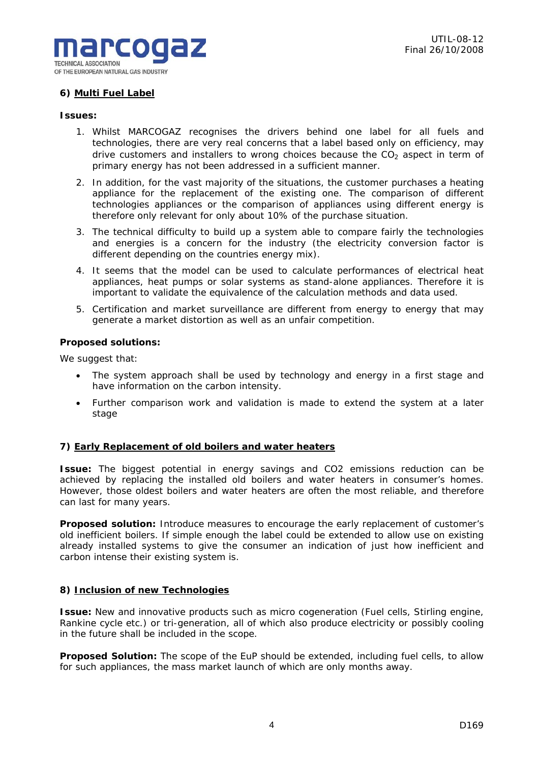### 6) Multi Fuel Label

**Issues:**

1. Whilst MARCOGAZ recognises the drivers behind one label for all fuels and technologies, there are very real concerns that a label based only on efficiency, may drive customers and installers to wrong choices because the $CO_2$ aspect in term of primary energy has not been addressed in a sufficient manner.
2. In addition, for the vast majority of the situations, the customer purchases a heating appliance for the replacement of the existing one. The comparison of different technologies appliances or the comparison of appliances using different energy is therefore only relevant for only about 10% of the purchase situation.
3. The technical difficulty to build up a system able to compare fairly the technologies and energies is a concern for the industry (the electricity conversion factor is different depending on the countries energy mix).
4. It seems that the model can be used to calculate performances of electrical heat appliances, heat pumps or solar systems as stand-alone appliances. Therefore it is important to validate the equivalence of the calculation methods and data used.
5. Certification and market surveillance are different from energy to energy that may generate a market distortion as well as an unfair competition.

**Proposed solutions:**

We suggest that:

- The system approach shall be used by technology and energy in a first stage and have information on the carbon intensity.
- Further comparison work and validation is made to extend the system at a later stage

### 7) Early Replacement of old boilers and water heaters

**Issue:** The biggest potential in energy savings and CO2 emissions reduction can be achieved by replacing the installed old boilers and water heaters in consumer's homes. However, those oldest boilers and water heaters are often the most reliable, and therefore can last for many years.

**Proposed solution:** Introduce measures to encourage the early replacement of customer's old inefficient boilers. If simple enough the label could be extended to allow use on existing already installed systems to give the consumer an indication of just how inefficient and carbon intense their existing system is.

### 8) Inclusion of new Technologies

**Issue:** New and innovative products such as micro cogeneration (Fuel cells, Stirling engine, Rankine cycle etc.) or tri-generation, all of which also produce electricity or possibly cooling in the future shall be included in the scope.

**Proposed Solution:** The scope of the EuP should be extended, including fuel cells, to allow for such appliances, the mass market launch of which are only months away.